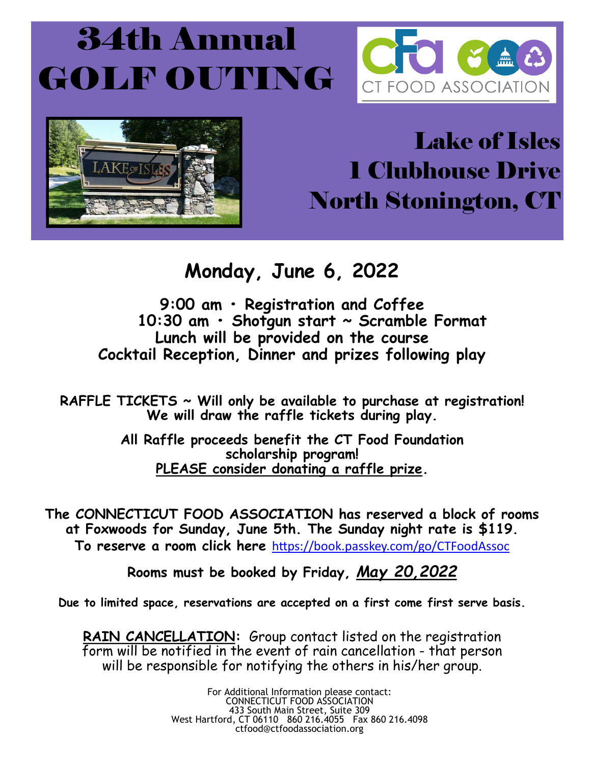# 34th Annual GOLF OUTING

CT FOOD ASSOCIATION

## Lake of Isles
## 1 Clubhouse Drive
## North Stonington, CT

## Monday, June 6, 2022

**9:00 am • Registration and Coffee**
**10:30 am • Shotgun start ~ Scramble Format**
**Lunch will be provided on the course**
**Cocktail Reception, Dinner and prizes following play**

**RAFFLE TICKETS ~ Will only be available to purchase at registration! We will draw the raffle tickets during play.**

**All Raffle proceeds benefit the CT Food Foundation scholarship program!**
**PLEASE consider donating a raffle prize.**

**The CONNECTICUT FOOD ASSOCIATION has reserved a block of rooms at Foxwoods for Sunday, June 5th. The Sunday night rate is $119. To reserve a room click here** https://book.passkey.com/go/CTFoodAssoc

**Rooms must be booked by Friday, *May 20,2022***

**Due to limited space, reservations are accepted on a first come first serve basis.**

**RAIN CANCELLATION:** Group contact listed on the registration form will be notified in the event of rain cancellation - that person will be responsible for notifying the others in his/her group.

For Additional Information please contact:
CONNECTICUT FOOD ASSOCIATION
433 South Main Street, Suite 309
West Hartford, CT 06110 860 216.4055 Fax 860 216.4098
ctfood@ctfoodassociation.org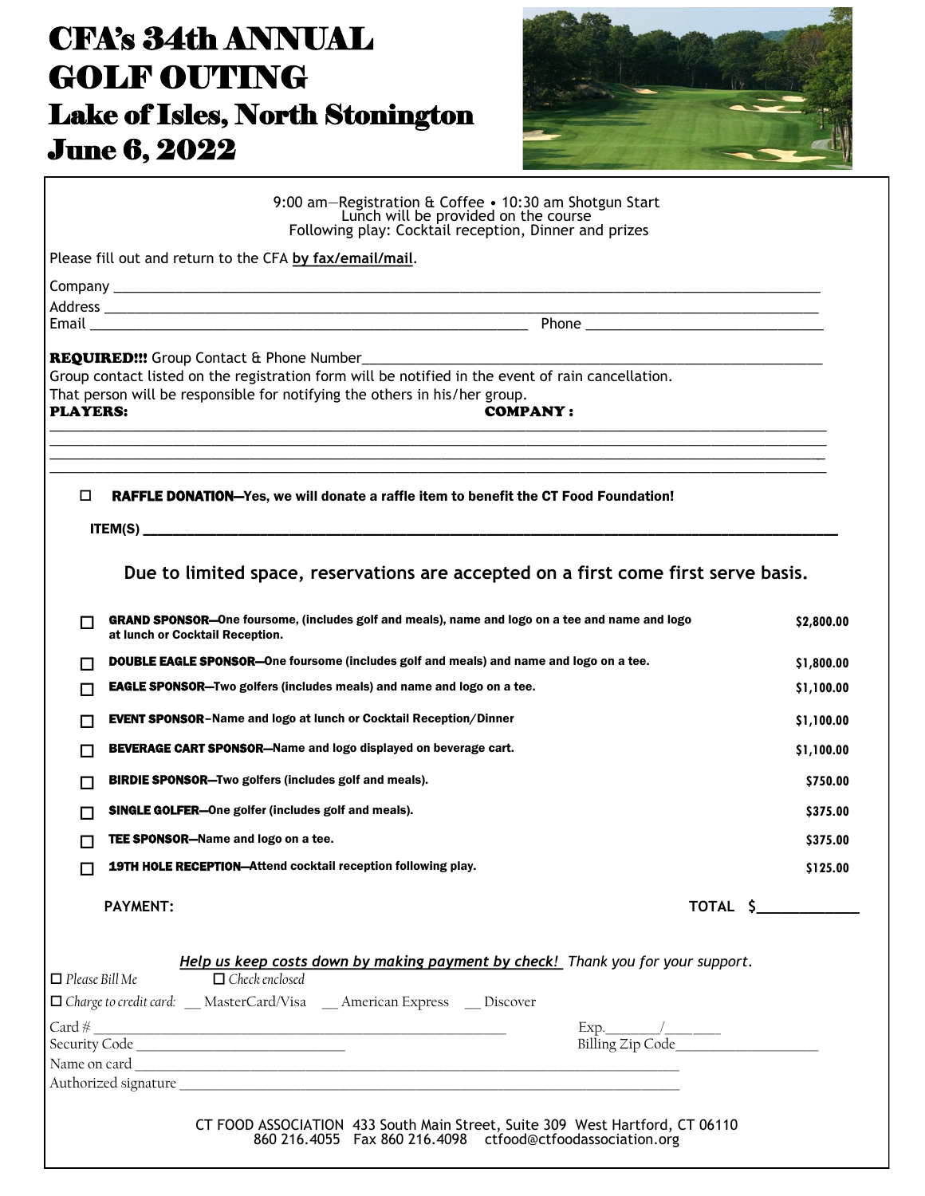# CFA's 34th ANNUAL GOLF OUTING
# Lake of Isles, North Stonington
# June 6, 2022

9:00 am—Registration & Coffee • 10:30 am Shotgun Start
Lunch will be provided on the course
Following play: Cocktail reception, Dinner and prizes

Please fill out and return to the CFA **by fax/email/mail**.

Company ______________________________________________

Address ______________________________________________

Email ______________________________ Phone ______________________

**REQUIRED!!!** Group Contact & Phone Number______________________________

Group contact listed on the registration form will be notified in the event of rain cancellation.
That person will be responsible for notifying the others in his/her group.

**PLAYERS:** **COMPANY:**

______________________________________________

______________________________________________

______________________________________________

______________________________________________

☐ **RAFFLE DONATION—Yes, we will donate a raffle item to benefit the CT Food Foundation!**

**ITEM(S)** ______________________________________________

## Due to limited space, reservations are accepted on a first come first serve basis.

| | | |
|---|---|---|
| ☐ | **GRAND SPONSOR—One foursome, (includes golf and meals), name and logo on a tee and name and logo at lunch or Cocktail Reception.** | $2,800.00 |
| ☐ | **DOUBLE EAGLE SPONSOR—One foursome (includes golf and meals) and name and logo on a tee.** | $1,800.00 |
| ☐ | **EAGLE SPONSOR—Two golfers (includes meals) and name and logo on a tee.** | $1,100.00 |
| ☐ | **EVENT SPONSOR–Name and logo at lunch or Cocktail Reception/Dinner** | $1,100.00 |
| ☐ | **BEVERAGE CART SPONSOR—Name and logo displayed on beverage cart.** | $1,100.00 |
| ☐ | **BIRDIE SPONSOR—Two golfers (includes golf and meals).** | $750.00 |
| ☐ | **SINGLE GOLFER—One golfer (includes golf and meals).** | $375.00 |
| ☐ | **TEE SPONSOR—Name and logo on a tee.** | $375.00 |
| ☐ | **19TH HOLE RECEPTION—Attend cocktail reception following play.** | $125.00 |

**PAYMENT:** **TOTAL $**____________

*Help us keep costs down by making payment by check!* *Thank you for your support.*

☐ *Please Bill Me* ☐ *Check enclosed*

☐ *Charge to credit card:* __ MasterCard/Visa __ American Express __ Discover

Card # ______________________________ Exp.______/______

Security Code ____________________ Billing Zip Code________________

Name on card ______________________________________________

Authorized signature ______________________________________________

CT FOOD ASSOCIATION 433 South Main Street, Suite 309 West Hartford, CT 06110
860 216.4055 Fax 860 216.4098 ctfood@ctfoodassociation.org